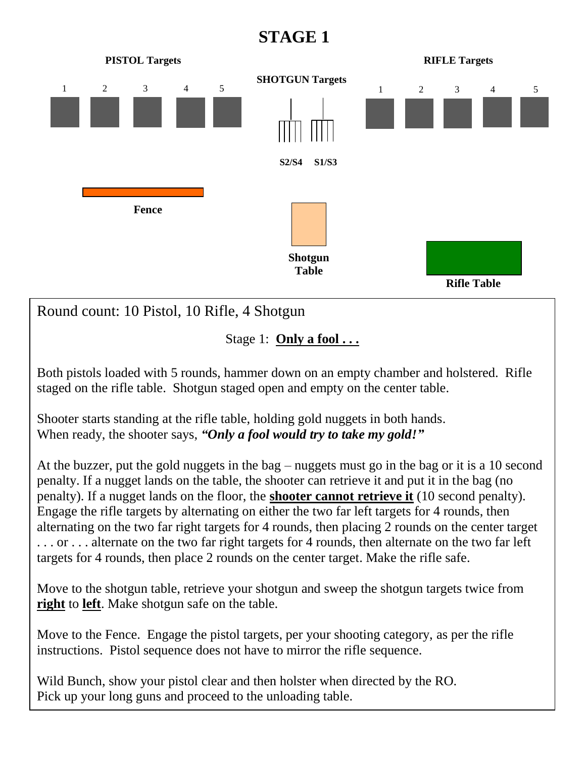# STAGE 1

**PISTOL Targets**

1 2 3 4 5

**SHOTGUN Targets**

**S2/S4 S1/S3**

**RIFLE Targets**

1 2 3 4 5

**Fence**

**Shotgun Table**

**Rifle Table**

Round count: 10 Pistol, 10 Rifle, 4 Shotgun

Stage 1: **Only a fool . . .**

Both pistols loaded with 5 rounds, hammer down on an empty chamber and holstered. Rifle staged on the rifle table. Shotgun staged open and empty on the center table.

Shooter starts standing at the rifle table, holding gold nuggets in both hands.
When ready, the shooter says, ***"Only a fool would try to take my gold!"***

At the buzzer, put the gold nuggets in the bag – nuggets must go in the bag or it is a 10 second penalty. If a nugget lands on the table, the shooter can retrieve it and put it in the bag (no penalty). If a nugget lands on the floor, the **shooter cannot retrieve it** (10 second penalty). Engage the rifle targets by alternating on either the two far left targets for 4 rounds, then alternating on the two far right targets for 4 rounds, then placing 2 rounds on the center target . . . or . . . alternate on the two far right targets for 4 rounds, then alternate on the two far left targets for 4 rounds, then place 2 rounds on the center target. Make the rifle safe.

Move to the shotgun table, retrieve your shotgun and sweep the shotgun targets twice from **right** to **left**. Make shotgun safe on the table.

Move to the Fence. Engage the pistol targets, per your shooting category, as per the rifle instructions. Pistol sequence does not have to mirror the rifle sequence.

Wild Bunch, show your pistol clear and then holster when directed by the RO.
Pick up your long guns and proceed to the unloading table.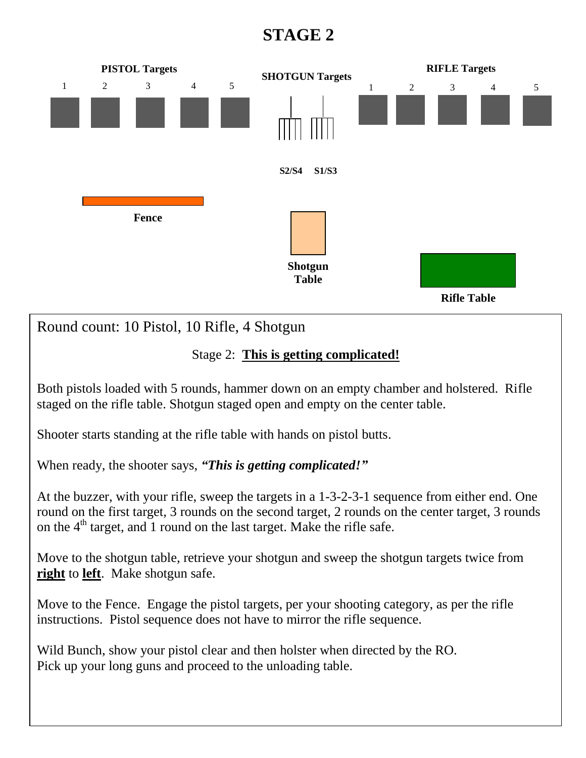# STAGE 2

**PISTOL Targets** 1 2 3 4 5

**SHOTGUN Targets** S2/S4 S1/S3

**RIFLE Targets** 1 2 3 4 5

**Fence**

**Shotgun Table**

**Rifle Table**

Round count: 10 Pistol, 10 Rifle, 4 Shotgun

Stage 2: **This is getting complicated!**

Both pistols loaded with 5 rounds, hammer down on an empty chamber and holstered. Rifle staged on the rifle table. Shotgun staged open and empty on the center table.

Shooter starts standing at the rifle table with hands on pistol butts.

When ready, the shooter says, ***"This is getting complicated!"***

At the buzzer, with your rifle, sweep the targets in a 1-3-2-3-1 sequence from either end. One round on the first target, 3 rounds on the second target, 2 rounds on the center target, 3 rounds on the 4th target, and 1 round on the last target. Make the rifle safe.

Move to the shotgun table, retrieve your shotgun and sweep the shotgun targets twice from **right** to **left**. Make shotgun safe.

Move to the Fence. Engage the pistol targets, per your shooting category, as per the rifle instructions. Pistol sequence does not have to mirror the rifle sequence.

Wild Bunch, show your pistol clear and then holster when directed by the RO.
Pick up your long guns and proceed to the unloading table.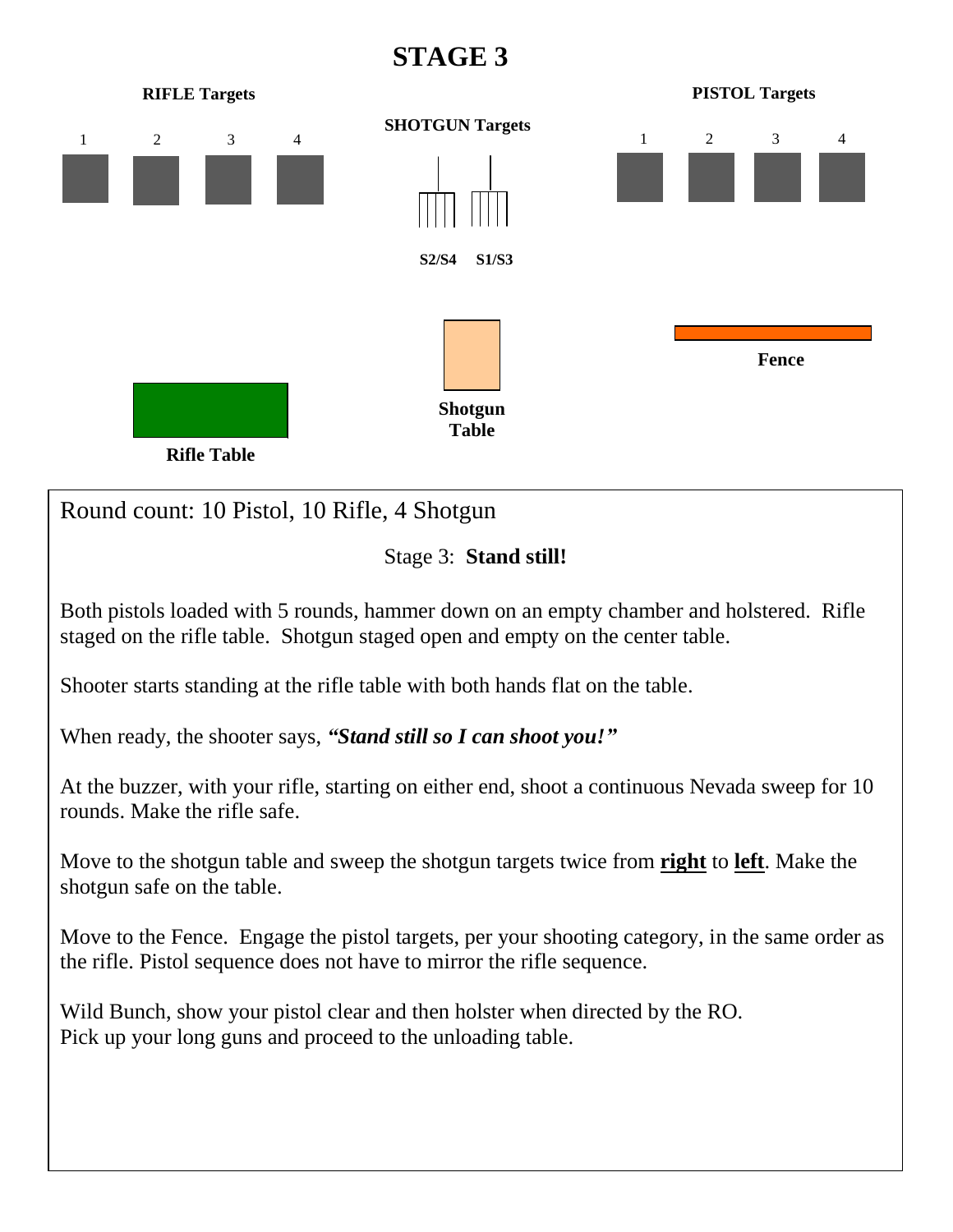# STAGE 3

**RIFLE Targets**

1 2 3 4

**SHOTGUN Targets**

**S2/S4** **S1/S3**

**PISTOL Targets**

1 2 3 4

**Fence**

**Shotgun Table**

**Rifle Table**

Round count: 10 Pistol, 10 Rifle, 4 Shotgun

Stage 3: **Stand still!**

Both pistols loaded with 5 rounds, hammer down on an empty chamber and holstered. Rifle staged on the rifle table. Shotgun staged open and empty on the center table.

Shooter starts standing at the rifle table with both hands flat on the table.

When ready, the shooter says, ***"Stand still so I can shoot you!"***

At the buzzer, with your rifle, starting on either end, shoot a continuous Nevada sweep for 10 rounds. Make the rifle safe.

Move to the shotgun table and sweep the shotgun targets twice from **<u>right</u>** to **<u>left</u>**. Make the shotgun safe on the table.

Move to the Fence. Engage the pistol targets, per your shooting category, in the same order as the rifle. Pistol sequence does not have to mirror the rifle sequence.

Wild Bunch, show your pistol clear and then holster when directed by the RO.
Pick up your long guns and proceed to the unloading table.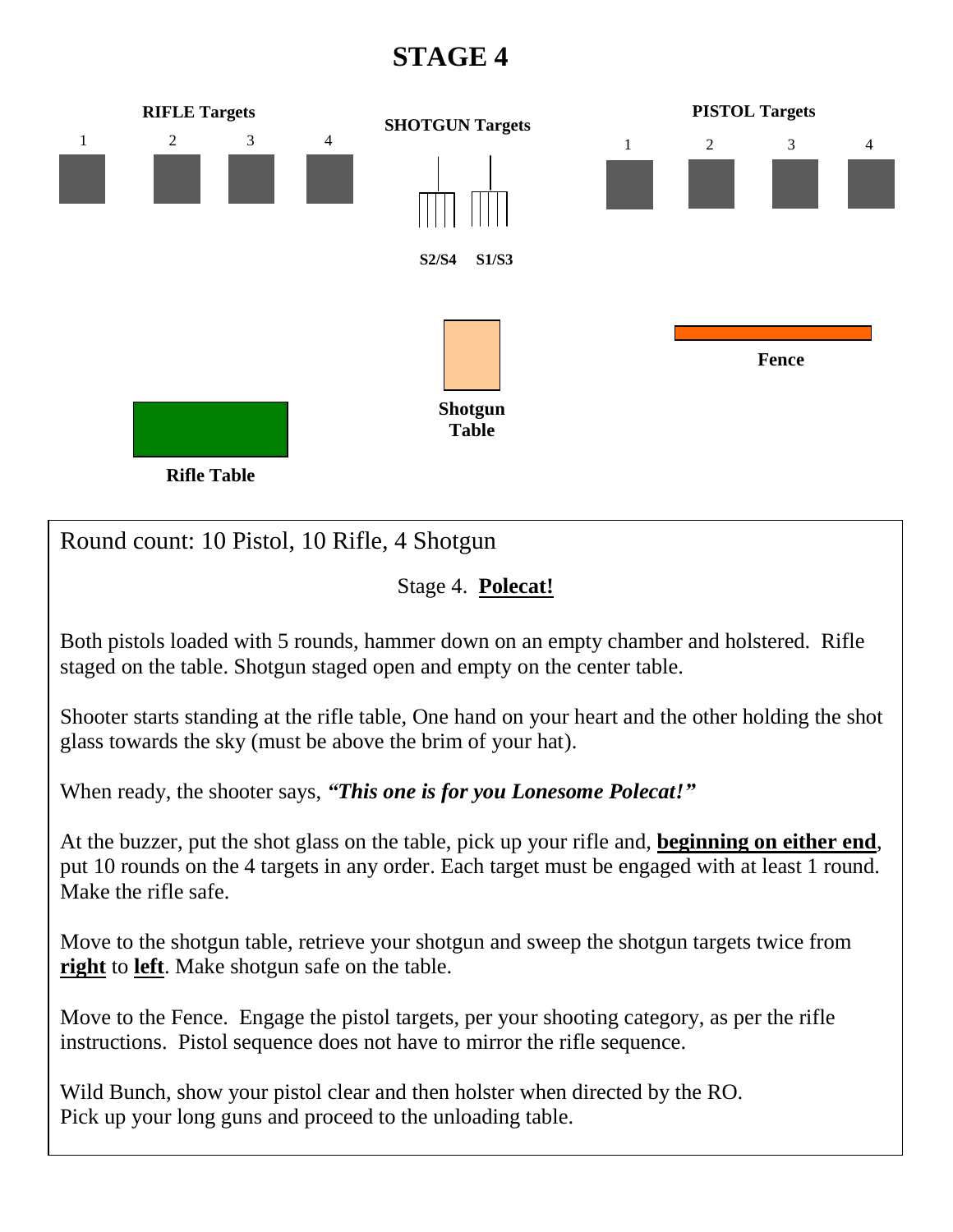# STAGE 4

**RIFLE Targets**

1 2 3 4

**SHOTGUN Targets**

S2/S4 S1/S3

**PISTOL Targets**

1 2 3 4

**Shotgun Table**

**Fence**

**Rifle Table**

Round count: 10 Pistol, 10 Rifle, 4 Shotgun

Stage 4. **Polecat!**

Both pistols loaded with 5 rounds, hammer down on an empty chamber and holstered. Rifle staged on the table. Shotgun staged open and empty on the center table.

Shooter starts standing at the rifle table, One hand on your heart and the other holding the shot glass towards the sky (must be above the brim of your hat).

When ready, the shooter says, ***"This one is for you Lonesome Polecat!"***

At the buzzer, put the shot glass on the table, pick up your rifle and, **beginning on either end**, put 10 rounds on the 4 targets in any order. Each target must be engaged with at least 1 round. Make the rifle safe.

Move to the shotgun table, retrieve your shotgun and sweep the shotgun targets twice from **right** to **left**. Make shotgun safe on the table.

Move to the Fence. Engage the pistol targets, per your shooting category, as per the rifle instructions. Pistol sequence does not have to mirror the rifle sequence.

Wild Bunch, show your pistol clear and then holster when directed by the RO.
Pick up your long guns and proceed to the unloading table.